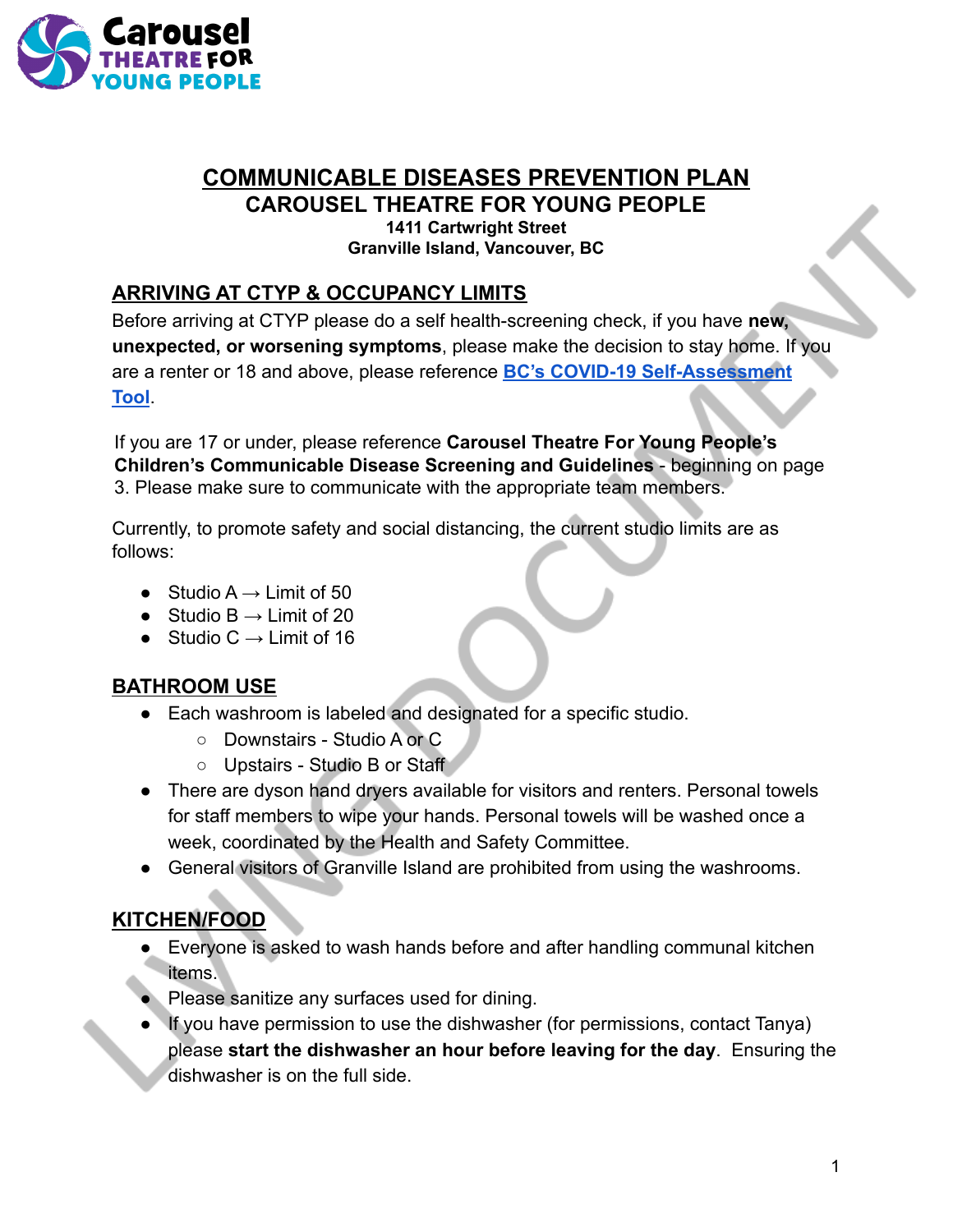**Carousel THEATRE FOR YOUNG PEOPLE**

# COMMUNICABLE DISEASES PREVENTION PLAN

## CAROUSEL THEATRE FOR YOUNG PEOPLE

**1411 Cartwright Street**
**Granville Island, Vancouver, BC**

## ARRIVING AT CTYP & OCCUPANCY LIMITS

Before arriving at CTYP please do a self health-screening check, if you have **new, unexpected, or worsening symptoms**, please make the decision to stay home. If you are a renter or 18 and above, please reference **BC's COVID-19 Self-Assessment Tool**.

If you are 17 or under, please reference **Carousel Theatre For Young People's Children's Communicable Disease Screening and Guidelines** - beginning on page 3. Please make sure to communicate with the appropriate team members.

Currently, to promote safety and social distancing, the current studio limits are as follows:

- Studio A → Limit of 50
- Studio B → Limit of 20
- Studio C → Limit of 16

## BATHROOM USE

- Each washroom is labeled and designated for a specific studio.
    - Downstairs - Studio A or C
    - Upstairs - Studio B or Staff
- There are dyson hand dryers available for visitors and renters. Personal towels for staff members to wipe your hands. Personal towels will be washed once a week, coordinated by the Health and Safety Committee.
- General visitors of Granville Island are prohibited from using the washrooms.

## KITCHEN/FOOD

- Everyone is asked to wash hands before and after handling communal kitchen items.
- Please sanitize any surfaces used for dining.
- If you have permission to use the dishwasher (for permissions, contact Tanya) please **start the dishwasher an hour before leaving for the day**. Ensuring the dishwasher is on the full side.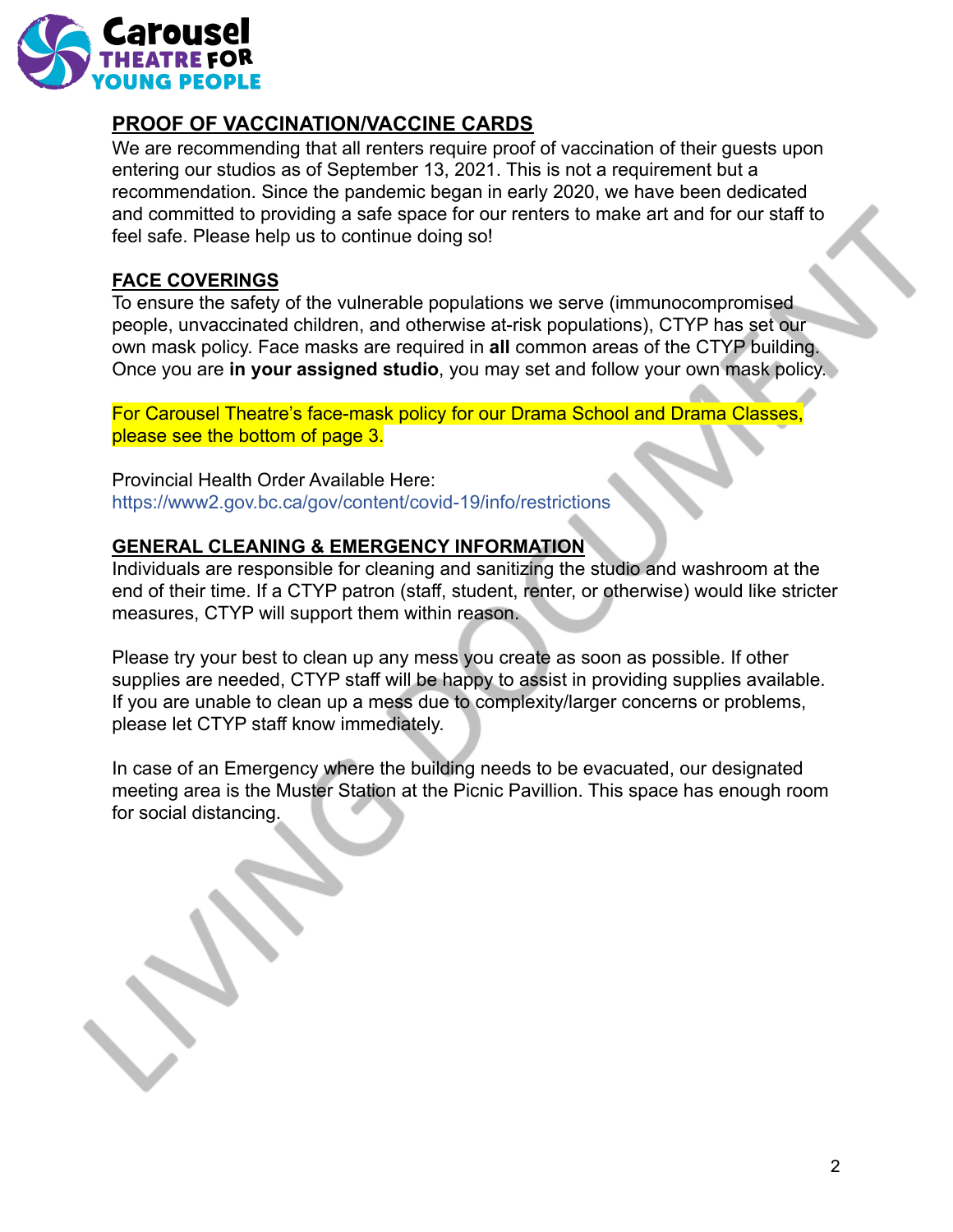## PROOF OF VACCINATION/VACCINE CARDS

We are recommending that all renters require proof of vaccination of their guests upon entering our studios as of September 13, 2021. This is not a requirement but a recommendation. Since the pandemic began in early 2020, we have been dedicated and committed to providing a safe space for our renters to make art and for our staff to feel safe. Please help us to continue doing so!

## FACE COVERINGS

To ensure the safety of the vulnerable populations we serve (immunocompromised people, unvaccinated children, and otherwise at-risk populations), CTYP has set our own mask policy. Face masks are required in **all** common areas of the CTYP building. Once you are **in your assigned studio**, you may set and follow your own mask policy.

For Carousel Theatre's face-mask policy for our Drama School and Drama Classes, please see the bottom of page 3.

Provincial Health Order Available Here:
https://www2.gov.bc.ca/gov/content/covid-19/info/restrictions

## GENERAL CLEANING & EMERGENCY INFORMATION

Individuals are responsible for cleaning and sanitizing the studio and washroom at the end of their time. If a CTYP patron (staff, student, renter, or otherwise) would like stricter measures, CTYP will support them within reason.

Please try your best to clean up any mess you create as soon as possible. If other supplies are needed, CTYP staff will be happy to assist in providing supplies available. If you are unable to clean up a mess due to complexity/larger concerns or problems, please let CTYP staff know immediately.

In case of an Emergency where the building needs to be evacuated, our designated meeting area is the Muster Station at the Picnic Pavillion. This space has enough room for social distancing.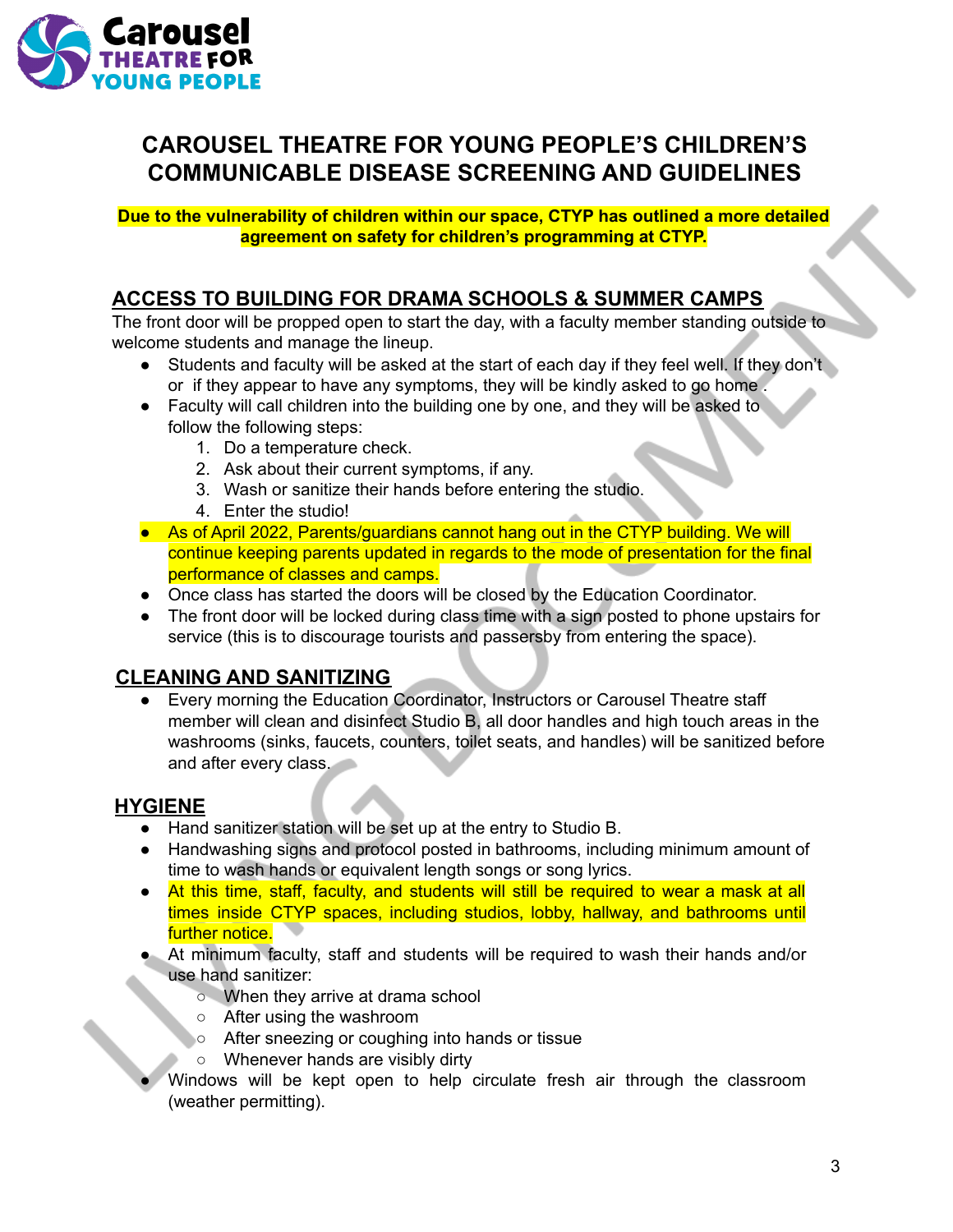Carousel THEATRE FOR YOUNG PEOPLE

# CAROUSEL THEATRE FOR YOUNG PEOPLE'S CHILDREN'S COMMUNICABLE DISEASE SCREENING AND GUIDELINES

**Due to the vulnerability of children within our space, CTYP has outlined a more detailed agreement on safety for children's programming at CTYP.**

## ACCESS TO BUILDING FOR DRAMA SCHOOLS & SUMMER CAMPS

The front door will be propped open to start the day, with a faculty member standing outside to welcome students and manage the lineup.

- Students and faculty will be asked at the start of each day if they feel well. If they don't or if they appear to have any symptoms, they will be kindly asked to go home .
- Faculty will call children into the building one by one, and they will be asked to follow the following steps:
    1. Do a temperature check.
    2. Ask about their current symptoms, if any.
    3. Wash or sanitize their hands before entering the studio.
    4. Enter the studio!
- As of April 2022, Parents/guardians cannot hang out in the CTYP building. We will continue keeping parents updated in regards to the mode of presentation for the final performance of classes and camps.
- Once class has started the doors will be closed by the Education Coordinator.
- The front door will be locked during class time with a sign posted to phone upstairs for service (this is to discourage tourists and passersby from entering the space).

## CLEANING AND SANITIZING

- Every morning the Education Coordinator, Instructors or Carousel Theatre staff member will clean and disinfect Studio B, all door handles and high touch areas in the washrooms (sinks, faucets, counters, toilet seats, and handles) will be sanitized before and after every class.

## HYGIENE

- Hand sanitizer station will be set up at the entry to Studio B.
- Handwashing signs and protocol posted in bathrooms, including minimum amount of time to wash hands or equivalent length songs or song lyrics.
- At this time, staff, faculty, and students will still be required to wear a mask at all times inside CTYP spaces, including studios, lobby, hallway, and bathrooms until further notice.
- At minimum faculty, staff and students will be required to wash their hands and/or use hand sanitizer:
    - When they arrive at drama school
    - After using the washroom
    - After sneezing or coughing into hands or tissue
    - Whenever hands are visibly dirty
- Windows will be kept open to help circulate fresh air through the classroom (weather permitting).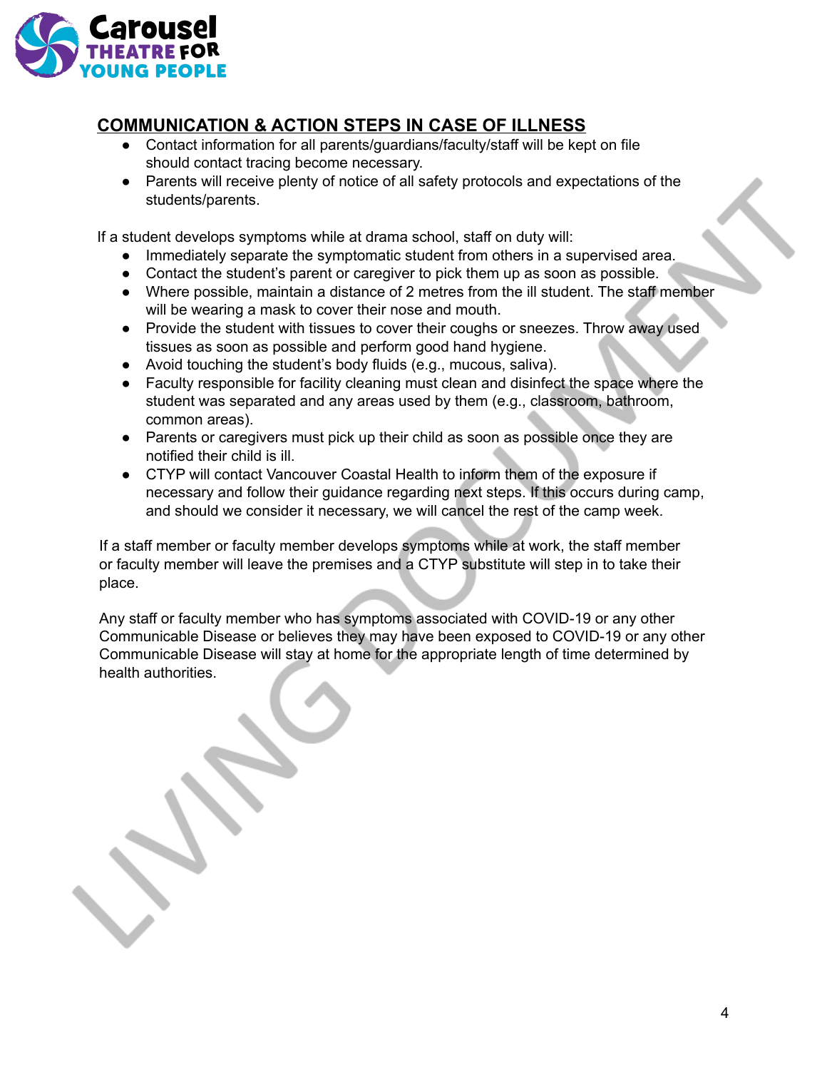## COMMUNICATION & ACTION STEPS IN CASE OF ILLNESS

- Contact information for all parents/guardians/faculty/staff will be kept on file should contact tracing become necessary.
- Parents will receive plenty of notice of all safety protocols and expectations of the students/parents.

If a student develops symptoms while at drama school, staff on duty will:

- Immediately separate the symptomatic student from others in a supervised area.
- Contact the student's parent or caregiver to pick them up as soon as possible.
- Where possible, maintain a distance of 2 metres from the ill student. The staff member will be wearing a mask to cover their nose and mouth.
- Provide the student with tissues to cover their coughs or sneezes. Throw away used tissues as soon as possible and perform good hand hygiene.
- Avoid touching the student's body fluids (e.g., mucous, saliva).
- Faculty responsible for facility cleaning must clean and disinfect the space where the student was separated and any areas used by them (e.g., classroom, bathroom, common areas).
- Parents or caregivers must pick up their child as soon as possible once they are notified their child is ill.
- CTYP will contact Vancouver Coastal Health to inform them of the exposure if necessary and follow their guidance regarding next steps. If this occurs during camp, and should we consider it necessary, we will cancel the rest of the camp week.

If a staff member or faculty member develops symptoms while at work, the staff member or faculty member will leave the premises and a CTYP substitute will step in to take their place.

Any staff or faculty member who has symptoms associated with COVID-19 or any other Communicable Disease or believes they may have been exposed to COVID-19 or any other Communicable Disease will stay at home for the appropriate length of time determined by health authorities.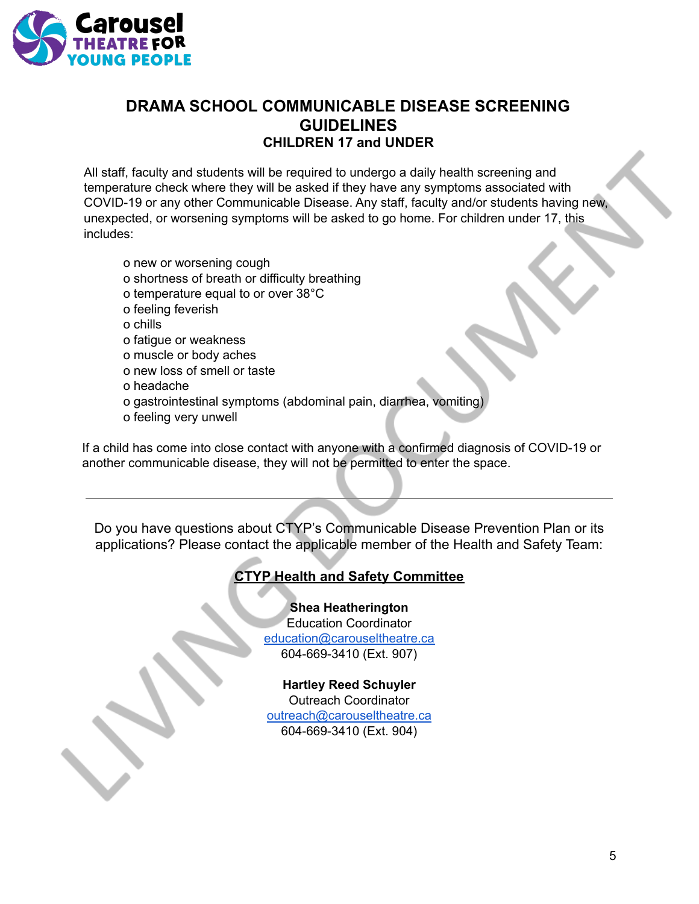Carousel THEATRE FOR YOUNG PEOPLE

# DRAMA SCHOOL COMMUNICABLE DISEASE SCREENING GUIDELINES

## CHILDREN 17 and UNDER

All staff, faculty and students will be required to undergo a daily health screening and temperature check where they will be asked if they have any symptoms associated with COVID-19 or any other Communicable Disease. Any staff, faculty and/or students having new, unexpected, or worsening symptoms will be asked to go home. For children under 17, this includes:

- new or worsening cough
- shortness of breath or difficulty breathing
- temperature equal to or over 38°C
- feeling feverish
- chills
- fatigue or weakness
- muscle or body aches
- new loss of smell or taste
- headache
- gastrointestinal symptoms (abdominal pain, diarrhea, vomiting)
- feeling very unwell

If a child has come into close contact with anyone with a confirmed diagnosis of COVID-19 or another communicable disease, they will not be permitted to enter the space.

---

Do you have questions about CTYP's Communicable Disease Prevention Plan or its applications? Please contact the applicable member of the Health and Safety Team:

**CTYP Health and Safety Committee**

**Shea Heatherington**
Education Coordinator
education@carouseltheatre.ca
604-669-3410 (Ext. 907)

**Hartley Reed Schuyler**
Outreach Coordinator
outreach@carouseltheatre.ca
604-669-3410 (Ext. 904)

LIVING DOCUMENT